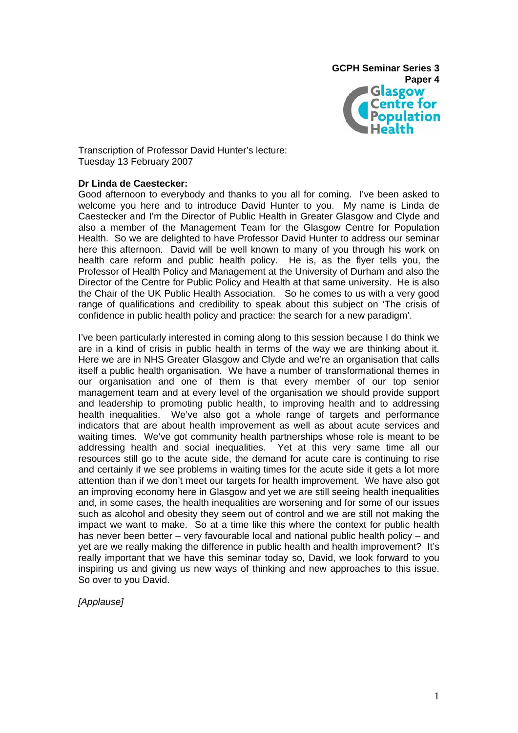**GCPH Seminar Series 3**
**Paper 4**

Transcription of Professor David Hunter's lecture:
Tuesday 13 February 2007

**Dr Linda de Caestecker:**
Good afternoon to everybody and thanks to you all for coming. I've been asked to welcome you here and to introduce David Hunter to you. My name is Linda de Caestecker and I'm the Director of Public Health in Greater Glasgow and Clyde and also a member of the Management Team for the Glasgow Centre for Population Health. So we are delighted to have Professor David Hunter to address our seminar here this afternoon. David will be well known to many of you through his work on health care reform and public health policy. He is, as the flyer tells you, the Professor of Health Policy and Management at the University of Durham and also the Director of the Centre for Public Policy and Health at that same university. He is also the Chair of the UK Public Health Association. So he comes to us with a very good range of qualifications and credibility to speak about this subject on 'The crisis of confidence in public health policy and practice: the search for a new paradigm'.

I've been particularly interested in coming along to this session because I do think we are in a kind of crisis in public health in terms of the way we are thinking about it. Here we are in NHS Greater Glasgow and Clyde and we're an organisation that calls itself a public health organisation. We have a number of transformational themes in our organisation and one of them is that every member of our top senior management team and at every level of the organisation we should provide support and leadership to promoting public health, to improving health and to addressing health inequalities. We've also got a whole range of targets and performance indicators that are about health improvement as well as about acute services and waiting times. We've got community health partnerships whose role is meant to be addressing health and social inequalities. Yet at this very same time all our resources still go to the acute side, the demand for acute care is continuing to rise and certainly if we see problems in waiting times for the acute side it gets a lot more attention than if we don't meet our targets for health improvement. We have also got an improving economy here in Glasgow and yet we are still seeing health inequalities and, in some cases, the health inequalities are worsening and for some of our issues such as alcohol and obesity they seem out of control and we are still not making the impact we want to make. So at a time like this where the context for public health has never been better – very favourable local and national public health policy – and yet are we really making the difference in public health and health improvement? It's really important that we have this seminar today so, David, we look forward to you inspiring us and giving us new ways of thinking and new approaches to this issue. So over to you David.

*[Applause]*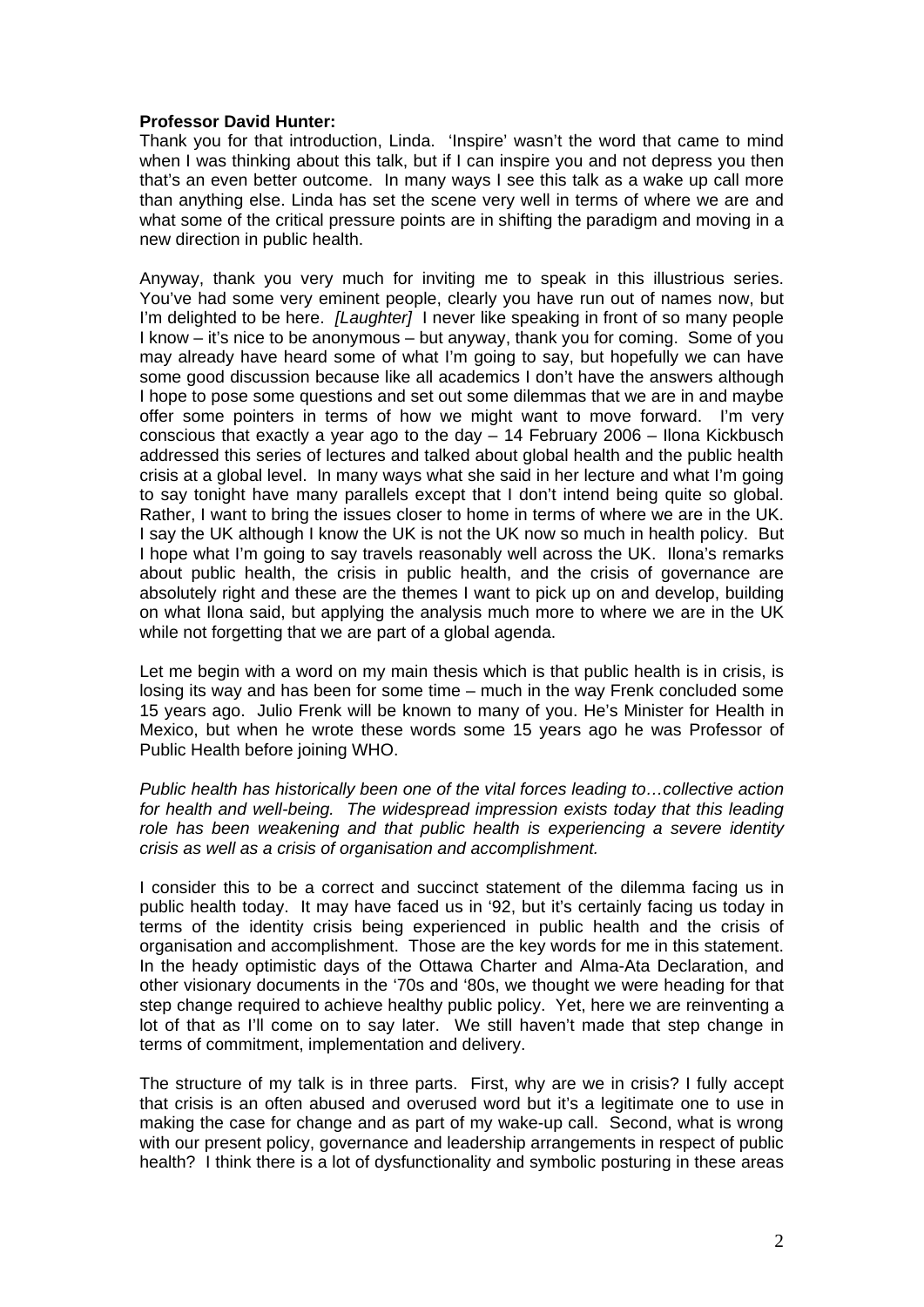**Professor David Hunter:**
Thank you for that introduction, Linda. 'Inspire' wasn't the word that came to mind when I was thinking about this talk, but if I can inspire you and not depress you then that's an even better outcome. In many ways I see this talk as a wake up call more than anything else. Linda has set the scene very well in terms of where we are and what some of the critical pressure points are in shifting the paradigm and moving in a new direction in public health.

Anyway, thank you very much for inviting me to speak in this illustrious series. You've had some very eminent people, clearly you have run out of names now, but I'm delighted to be here. *[Laughter]* I never like speaking in front of so many people I know – it's nice to be anonymous – but anyway, thank you for coming. Some of you may already have heard some of what I'm going to say, but hopefully we can have some good discussion because like all academics I don't have the answers although I hope to pose some questions and set out some dilemmas that we are in and maybe offer some pointers in terms of how we might want to move forward. I'm very conscious that exactly a year ago to the day – 14 February 2006 – Ilona Kickbusch addressed this series of lectures and talked about global health and the public health crisis at a global level. In many ways what she said in her lecture and what I'm going to say tonight have many parallels except that I don't intend being quite so global. Rather, I want to bring the issues closer to home in terms of where we are in the UK. I say the UK although I know the UK is not the UK now so much in health policy. But I hope what I'm going to say travels reasonably well across the UK. Ilona's remarks about public health, the crisis in public health, and the crisis of governance are absolutely right and these are the themes I want to pick up on and develop, building on what Ilona said, but applying the analysis much more to where we are in the UK while not forgetting that we are part of a global agenda.

Let me begin with a word on my main thesis which is that public health is in crisis, is losing its way and has been for some time – much in the way Frenk concluded some 15 years ago. Julio Frenk will be known to many of you. He's Minister for Health in Mexico, but when he wrote these words some 15 years ago he was Professor of Public Health before joining WHO.

*Public health has historically been one of the vital forces leading to…collective action for health and well-being. The widespread impression exists today that this leading role has been weakening and that public health is experiencing a severe identity crisis as well as a crisis of organisation and accomplishment.*

I consider this to be a correct and succinct statement of the dilemma facing us in public health today. It may have faced us in '92, but it's certainly facing us today in terms of the identity crisis being experienced in public health and the crisis of organisation and accomplishment. Those are the key words for me in this statement. In the heady optimistic days of the Ottawa Charter and Alma-Ata Declaration, and other visionary documents in the '70s and '80s, we thought we were heading for that step change required to achieve healthy public policy. Yet, here we are reinventing a lot of that as I'll come on to say later. We still haven't made that step change in terms of commitment, implementation and delivery.

The structure of my talk is in three parts. First, why are we in crisis? I fully accept that crisis is an often abused and overused word but it's a legitimate one to use in making the case for change and as part of my wake-up call. Second, what is wrong with our present policy, governance and leadership arrangements in respect of public health? I think there is a lot of dysfunctionality and symbolic posturing in these areas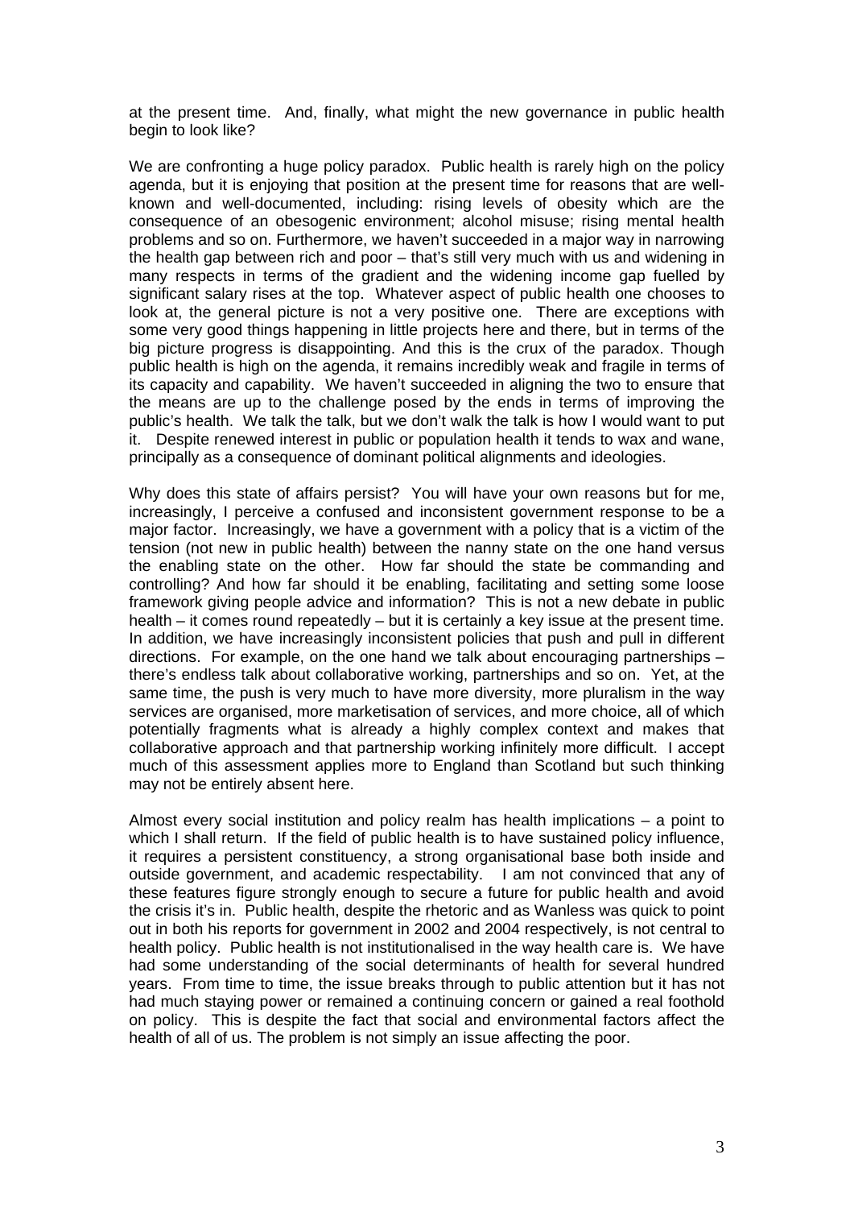at the present time. And, finally, what might the new governance in public health begin to look like?

We are confronting a huge policy paradox. Public health is rarely high on the policy agenda, but it is enjoying that position at the present time for reasons that are well-known and well-documented, including: rising levels of obesity which are the consequence of an obesogenic environment; alcohol misuse; rising mental health problems and so on. Furthermore, we haven't succeeded in a major way in narrowing the health gap between rich and poor – that's still very much with us and widening in many respects in terms of the gradient and the widening income gap fuelled by significant salary rises at the top. Whatever aspect of public health one chooses to look at, the general picture is not a very positive one. There are exceptions with some very good things happening in little projects here and there, but in terms of the big picture progress is disappointing. And this is the crux of the paradox. Though public health is high on the agenda, it remains incredibly weak and fragile in terms of its capacity and capability. We haven't succeeded in aligning the two to ensure that the means are up to the challenge posed by the ends in terms of improving the public's health. We talk the talk, but we don't walk the talk is how I would want to put it. Despite renewed interest in public or population health it tends to wax and wane, principally as a consequence of dominant political alignments and ideologies.

Why does this state of affairs persist? You will have your own reasons but for me, increasingly, I perceive a confused and inconsistent government response to be a major factor. Increasingly, we have a government with a policy that is a victim of the tension (not new in public health) between the nanny state on the one hand versus the enabling state on the other. How far should the state be commanding and controlling? And how far should it be enabling, facilitating and setting some loose framework giving people advice and information? This is not a new debate in public health – it comes round repeatedly – but it is certainly a key issue at the present time. In addition, we have increasingly inconsistent policies that push and pull in different directions. For example, on the one hand we talk about encouraging partnerships – there's endless talk about collaborative working, partnerships and so on. Yet, at the same time, the push is very much to have more diversity, more pluralism in the way services are organised, more marketisation of services, and more choice, all of which potentially fragments what is already a highly complex context and makes that collaborative approach and that partnership working infinitely more difficult. I accept much of this assessment applies more to England than Scotland but such thinking may not be entirely absent here.

Almost every social institution and policy realm has health implications – a point to which I shall return. If the field of public health is to have sustained policy influence, it requires a persistent constituency, a strong organisational base both inside and outside government, and academic respectability. I am not convinced that any of these features figure strongly enough to secure a future for public health and avoid the crisis it's in. Public health, despite the rhetoric and as Wanless was quick to point out in both his reports for government in 2002 and 2004 respectively, is not central to health policy. Public health is not institutionalised in the way health care is. We have had some understanding of the social determinants of health for several hundred years. From time to time, the issue breaks through to public attention but it has not had much staying power or remained a continuing concern or gained a real foothold on policy. This is despite the fact that social and environmental factors affect the health of all of us. The problem is not simply an issue affecting the poor.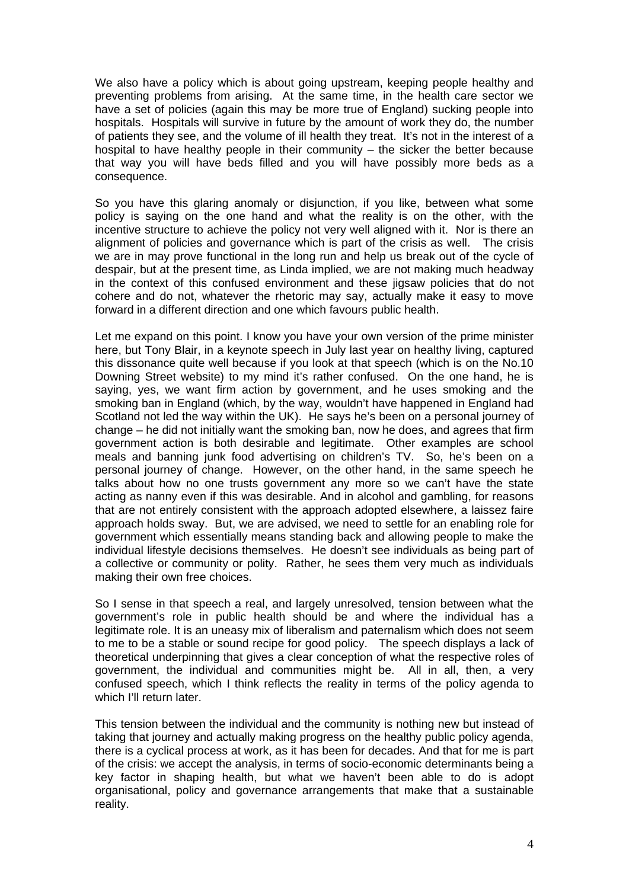We also have a policy which is about going upstream, keeping people healthy and preventing problems from arising. At the same time, in the health care sector we have a set of policies (again this may be more true of England) sucking people into hospitals. Hospitals will survive in future by the amount of work they do, the number of patients they see, and the volume of ill health they treat. It's not in the interest of a hospital to have healthy people in their community – the sicker the better because that way you will have beds filled and you will have possibly more beds as a consequence.

So you have this glaring anomaly or disjunction, if you like, between what some policy is saying on the one hand and what the reality is on the other, with the incentive structure to achieve the policy not very well aligned with it. Nor is there an alignment of policies and governance which is part of the crisis as well. The crisis we are in may prove functional in the long run and help us break out of the cycle of despair, but at the present time, as Linda implied, we are not making much headway in the context of this confused environment and these jigsaw policies that do not cohere and do not, whatever the rhetoric may say, actually make it easy to move forward in a different direction and one which favours public health.

Let me expand on this point. I know you have your own version of the prime minister here, but Tony Blair, in a keynote speech in July last year on healthy living, captured this dissonance quite well because if you look at that speech (which is on the No.10 Downing Street website) to my mind it's rather confused. On the one hand, he is saying, yes, we want firm action by government, and he uses smoking and the smoking ban in England (which, by the way, wouldn't have happened in England had Scotland not led the way within the UK). He says he's been on a personal journey of change – he did not initially want the smoking ban, now he does, and agrees that firm government action is both desirable and legitimate. Other examples are school meals and banning junk food advertising on children's TV. So, he's been on a personal journey of change. However, on the other hand, in the same speech he talks about how no one trusts government any more so we can't have the state acting as nanny even if this was desirable. And in alcohol and gambling, for reasons that are not entirely consistent with the approach adopted elsewhere, a laissez faire approach holds sway. But, we are advised, we need to settle for an enabling role for government which essentially means standing back and allowing people to make the individual lifestyle decisions themselves. He doesn't see individuals as being part of a collective or community or polity. Rather, he sees them very much as individuals making their own free choices.

So I sense in that speech a real, and largely unresolved, tension between what the government's role in public health should be and where the individual has a legitimate role. It is an uneasy mix of liberalism and paternalism which does not seem to me to be a stable or sound recipe for good policy. The speech displays a lack of theoretical underpinning that gives a clear conception of what the respective roles of government, the individual and communities might be. All in all, then, a very confused speech, which I think reflects the reality in terms of the policy agenda to which I'll return later.

This tension between the individual and the community is nothing new but instead of taking that journey and actually making progress on the healthy public policy agenda, there is a cyclical process at work, as it has been for decades. And that for me is part of the crisis: we accept the analysis, in terms of socio-economic determinants being a key factor in shaping health, but what we haven't been able to do is adopt organisational, policy and governance arrangements that make that a sustainable reality.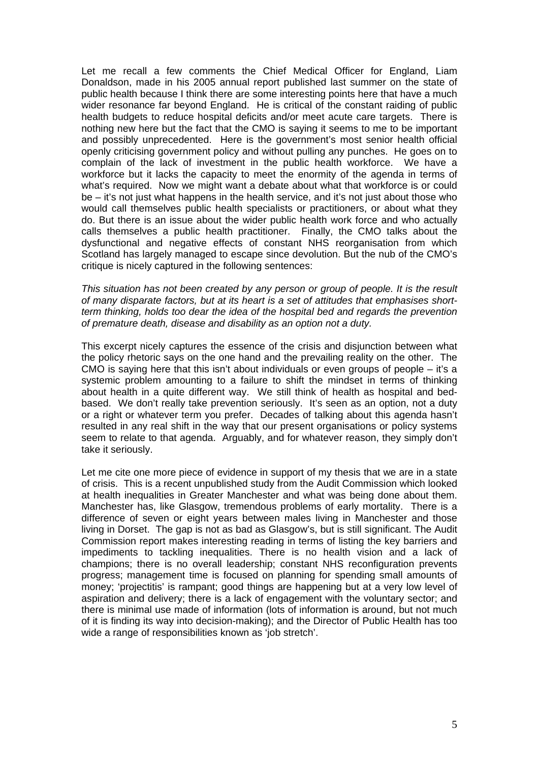Let me recall a few comments the Chief Medical Officer for England, Liam Donaldson, made in his 2005 annual report published last summer on the state of public health because I think there are some interesting points here that have a much wider resonance far beyond England. He is critical of the constant raiding of public health budgets to reduce hospital deficits and/or meet acute care targets. There is nothing new here but the fact that the CMO is saying it seems to me to be important and possibly unprecedented. Here is the government's most senior health official openly criticising government policy and without pulling any punches. He goes on to complain of the lack of investment in the public health workforce. We have a workforce but it lacks the capacity to meet the enormity of the agenda in terms of what's required. Now we might want a debate about what that workforce is or could be – it's not just what happens in the health service, and it's not just about those who would call themselves public health specialists or practitioners, or about what they do. But there is an issue about the wider public health work force and who actually calls themselves a public health practitioner. Finally, the CMO talks about the dysfunctional and negative effects of constant NHS reorganisation from which Scotland has largely managed to escape since devolution. But the nub of the CMO's critique is nicely captured in the following sentences:

*This situation has not been created by any person or group of people. It is the result of many disparate factors, but at its heart is a set of attitudes that emphasises short-term thinking, holds too dear the idea of the hospital bed and regards the prevention of premature death, disease and disability as an option not a duty.*

This excerpt nicely captures the essence of the crisis and disjunction between what the policy rhetoric says on the one hand and the prevailing reality on the other. The CMO is saying here that this isn't about individuals or even groups of people – it's a systemic problem amounting to a failure to shift the mindset in terms of thinking about health in a quite different way. We still think of health as hospital and bed-based. We don't really take prevention seriously. It's seen as an option, not a duty or a right or whatever term you prefer. Decades of talking about this agenda hasn't resulted in any real shift in the way that our present organisations or policy systems seem to relate to that agenda. Arguably, and for whatever reason, they simply don't take it seriously.

Let me cite one more piece of evidence in support of my thesis that we are in a state of crisis. This is a recent unpublished study from the Audit Commission which looked at health inequalities in Greater Manchester and what was being done about them. Manchester has, like Glasgow, tremendous problems of early mortality. There is a difference of seven or eight years between males living in Manchester and those living in Dorset. The gap is not as bad as Glasgow's, but is still significant. The Audit Commission report makes interesting reading in terms of listing the key barriers and impediments to tackling inequalities. There is no health vision and a lack of champions; there is no overall leadership; constant NHS reconfiguration prevents progress; management time is focused on planning for spending small amounts of money; 'projectitis' is rampant; good things are happening but at a very low level of aspiration and delivery; there is a lack of engagement with the voluntary sector; and there is minimal use made of information (lots of information is around, but not much of it is finding its way into decision-making); and the Director of Public Health has too wide a range of responsibilities known as 'job stretch'.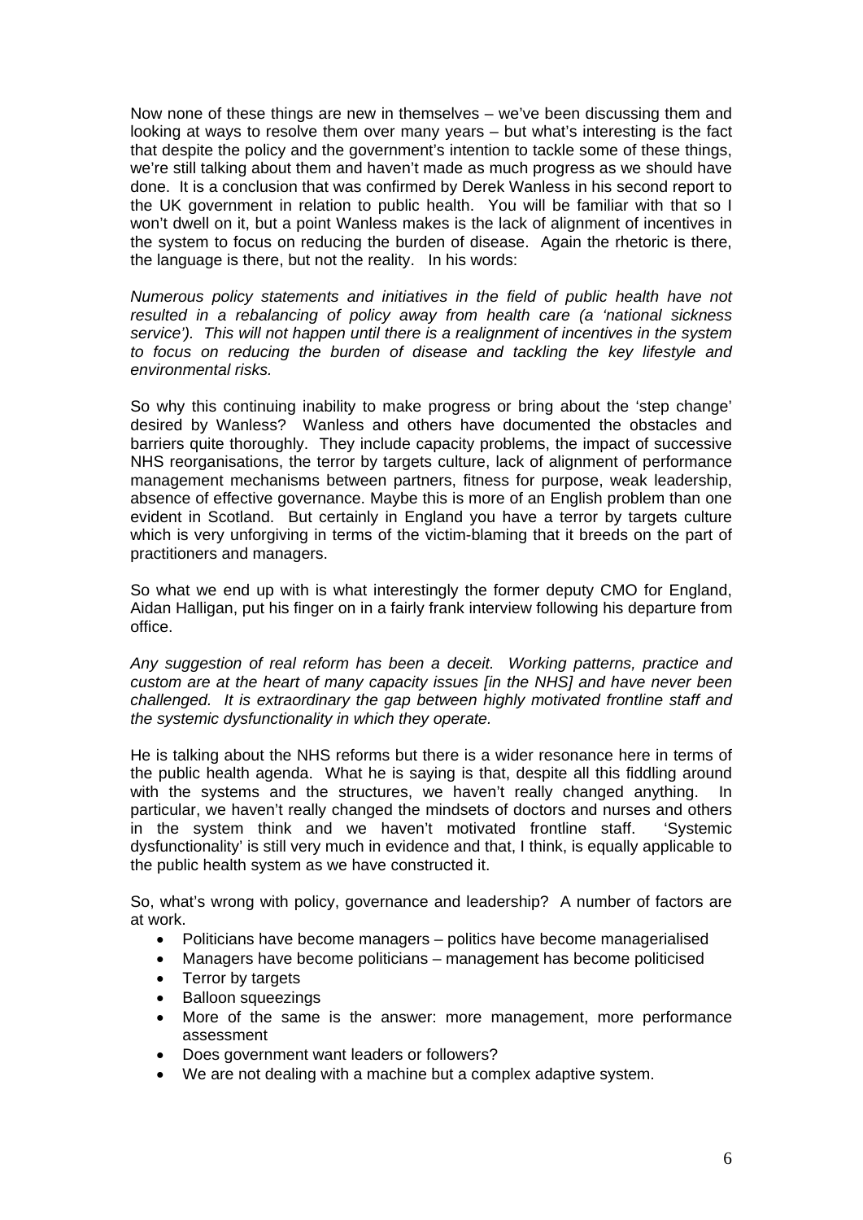Now none of these things are new in themselves – we've been discussing them and looking at ways to resolve them over many years – but what's interesting is the fact that despite the policy and the government's intention to tackle some of these things, we're still talking about them and haven't made as much progress as we should have done. It is a conclusion that was confirmed by Derek Wanless in his second report to the UK government in relation to public health. You will be familiar with that so I won't dwell on it, but a point Wanless makes is the lack of alignment of incentives in the system to focus on reducing the burden of disease. Again the rhetoric is there, the language is there, but not the reality. In his words:

*Numerous policy statements and initiatives in the field of public health have not resulted in a rebalancing of policy away from health care (a 'national sickness service'). This will not happen until there is a realignment of incentives in the system to focus on reducing the burden of disease and tackling the key lifestyle and environmental risks.*

So why this continuing inability to make progress or bring about the 'step change' desired by Wanless? Wanless and others have documented the obstacles and barriers quite thoroughly. They include capacity problems, the impact of successive NHS reorganisations, the terror by targets culture, lack of alignment of performance management mechanisms between partners, fitness for purpose, weak leadership, absence of effective governance. Maybe this is more of an English problem than one evident in Scotland. But certainly in England you have a terror by targets culture which is very unforgiving in terms of the victim-blaming that it breeds on the part of practitioners and managers.

So what we end up with is what interestingly the former deputy CMO for England, Aidan Halligan, put his finger on in a fairly frank interview following his departure from office.

*Any suggestion of real reform has been a deceit. Working patterns, practice and custom are at the heart of many capacity issues [in the NHS] and have never been challenged. It is extraordinary the gap between highly motivated frontline staff and the systemic dysfunctionality in which they operate.*

He is talking about the NHS reforms but there is a wider resonance here in terms of the public health agenda. What he is saying is that, despite all this fiddling around with the systems and the structures, we haven't really changed anything. In particular, we haven't really changed the mindsets of doctors and nurses and others in the system think and we haven't motivated frontline staff. 'Systemic dysfunctionality' is still very much in evidence and that, I think, is equally applicable to the public health system as we have constructed it.

So, what's wrong with policy, governance and leadership? A number of factors are at work.

- Politicians have become managers – politics have become managerialised
- Managers have become politicians – management has become politicised
- Terror by targets
- Balloon squeezings
- More of the same is the answer: more management, more performance assessment
- Does government want leaders or followers?
- We are not dealing with a machine but a complex adaptive system.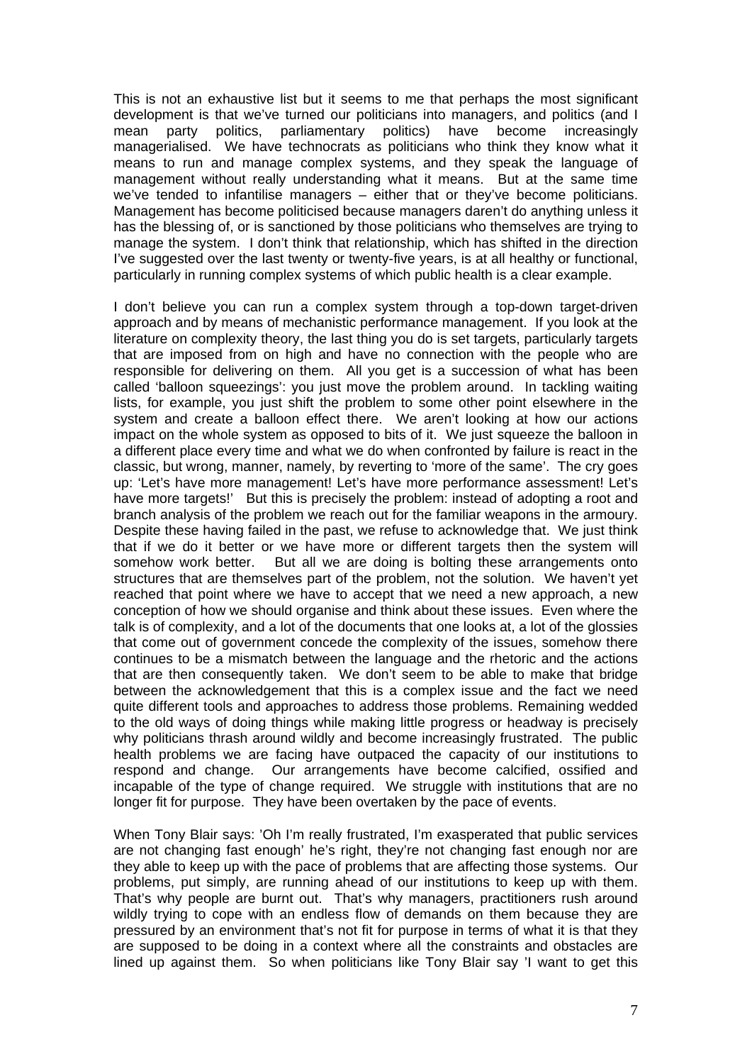This is not an exhaustive list but it seems to me that perhaps the most significant development is that we've turned our politicians into managers, and politics (and I mean party politics, parliamentary politics) have become increasingly managerialised. We have technocrats as politicians who think they know what it means to run and manage complex systems, and they speak the language of management without really understanding what it means. But at the same time we've tended to infantilise managers – either that or they've become politicians. Management has become politicised because managers daren't do anything unless it has the blessing of, or is sanctioned by those politicians who themselves are trying to manage the system. I don't think that relationship, which has shifted in the direction I've suggested over the last twenty or twenty-five years, is at all healthy or functional, particularly in running complex systems of which public health is a clear example.

I don't believe you can run a complex system through a top-down target-driven approach and by means of mechanistic performance management. If you look at the literature on complexity theory, the last thing you do is set targets, particularly targets that are imposed from on high and have no connection with the people who are responsible for delivering on them. All you get is a succession of what has been called 'balloon squeezings': you just move the problem around. In tackling waiting lists, for example, you just shift the problem to some other point elsewhere in the system and create a balloon effect there. We aren't looking at how our actions impact on the whole system as opposed to bits of it. We just squeeze the balloon in a different place every time and what we do when confronted by failure is react in the classic, but wrong, manner, namely, by reverting to 'more of the same'. The cry goes up: 'Let's have more management! Let's have more performance assessment! Let's have more targets!' But this is precisely the problem: instead of adopting a root and branch analysis of the problem we reach out for the familiar weapons in the armoury. Despite these having failed in the past, we refuse to acknowledge that. We just think that if we do it better or we have more or different targets then the system will somehow work better. But all we are doing is bolting these arrangements onto structures that are themselves part of the problem, not the solution. We haven't yet reached that point where we have to accept that we need a new approach, a new conception of how we should organise and think about these issues. Even where the talk is of complexity, and a lot of the documents that one looks at, a lot of the glossies that come out of government concede the complexity of the issues, somehow there continues to be a mismatch between the language and the rhetoric and the actions that are then consequently taken. We don't seem to be able to make that bridge between the acknowledgement that this is a complex issue and the fact we need quite different tools and approaches to address those problems. Remaining wedded to the old ways of doing things while making little progress or headway is precisely why politicians thrash around wildly and become increasingly frustrated. The public health problems we are facing have outpaced the capacity of our institutions to respond and change. Our arrangements have become calcified, ossified and incapable of the type of change required. We struggle with institutions that are no longer fit for purpose. They have been overtaken by the pace of events.

When Tony Blair says: 'Oh I'm really frustrated, I'm exasperated that public services are not changing fast enough' he's right, they're not changing fast enough nor are they able to keep up with the pace of problems that are affecting those systems. Our problems, put simply, are running ahead of our institutions to keep up with them. That's why people are burnt out. That's why managers, practitioners rush around wildly trying to cope with an endless flow of demands on them because they are pressured by an environment that's not fit for purpose in terms of what it is that they are supposed to be doing in a context where all the constraints and obstacles are lined up against them. So when politicians like Tony Blair say 'I want to get this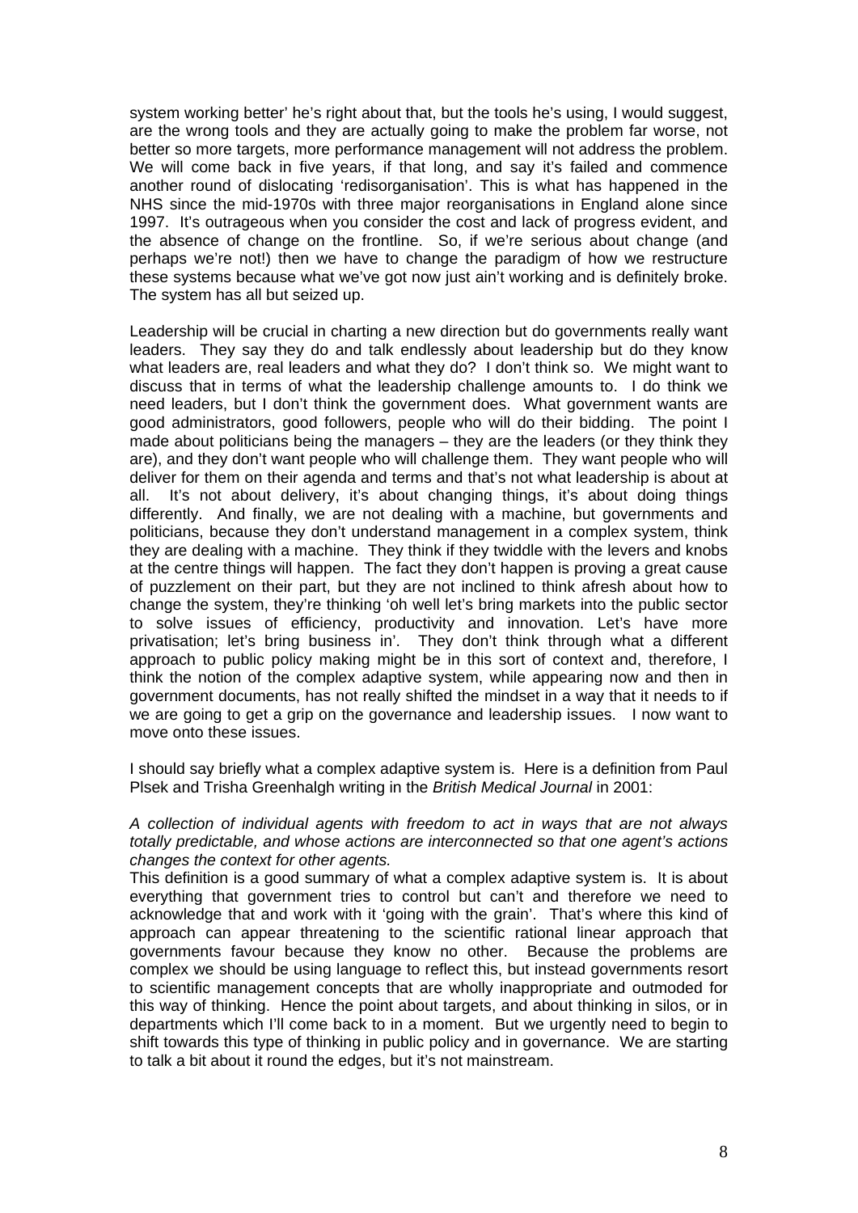system working better' he's right about that, but the tools he's using, I would suggest, are the wrong tools and they are actually going to make the problem far worse, not better so more targets, more performance management will not address the problem. We will come back in five years, if that long, and say it's failed and commence another round of dislocating 'redisorganisation'. This is what has happened in the NHS since the mid-1970s with three major reorganisations in England alone since 1997. It's outrageous when you consider the cost and lack of progress evident, and the absence of change on the frontline. So, if we're serious about change (and perhaps we're not!) then we have to change the paradigm of how we restructure these systems because what we've got now just ain't working and is definitely broke. The system has all but seized up.

Leadership will be crucial in charting a new direction but do governments really want leaders. They say they do and talk endlessly about leadership but do they know what leaders are, real leaders and what they do? I don't think so. We might want to discuss that in terms of what the leadership challenge amounts to. I do think we need leaders, but I don't think the government does. What government wants are good administrators, good followers, people who will do their bidding. The point I made about politicians being the managers – they are the leaders (or they think they are), and they don't want people who will challenge them. They want people who will deliver for them on their agenda and terms and that's not what leadership is about at all. It's not about delivery, it's about changing things, it's about doing things differently. And finally, we are not dealing with a machine, but governments and politicians, because they don't understand management in a complex system, think they are dealing with a machine. They think if they twiddle with the levers and knobs at the centre things will happen. The fact they don't happen is proving a great cause of puzzlement on their part, but they are not inclined to think afresh about how to change the system, they're thinking 'oh well let's bring markets into the public sector to solve issues of efficiency, productivity and innovation. Let's have more privatisation; let's bring business in'. They don't think through what a different approach to public policy making might be in this sort of context and, therefore, I think the notion of the complex adaptive system, while appearing now and then in government documents, has not really shifted the mindset in a way that it needs to if we are going to get a grip on the governance and leadership issues. I now want to move onto these issues.

I should say briefly what a complex adaptive system is. Here is a definition from Paul Plsek and Trisha Greenhalgh writing in the *British Medical Journal* in 2001:

*A collection of individual agents with freedom to act in ways that are not always totally predictable, and whose actions are interconnected so that one agent's actions changes the context for other agents.*

This definition is a good summary of what a complex adaptive system is. It is about everything that government tries to control but can't and therefore we need to acknowledge that and work with it 'going with the grain'. That's where this kind of approach can appear threatening to the scientific rational linear approach that governments favour because they know no other. Because the problems are complex we should be using language to reflect this, but instead governments resort to scientific management concepts that are wholly inappropriate and outmoded for this way of thinking. Hence the point about targets, and about thinking in silos, or in departments which I'll come back to in a moment. But we urgently need to begin to shift towards this type of thinking in public policy and in governance. We are starting to talk a bit about it round the edges, but it's not mainstream.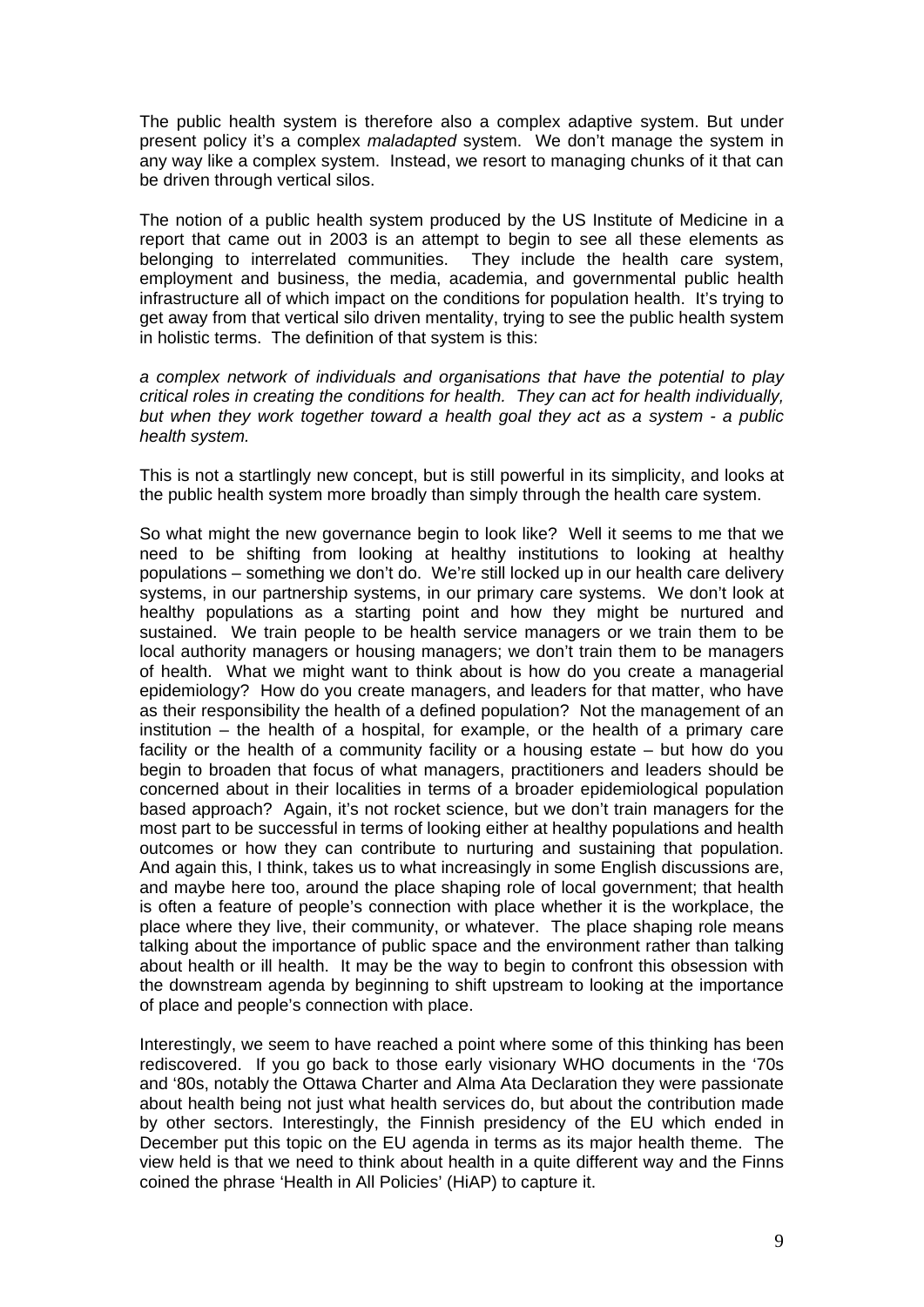The public health system is therefore also a complex adaptive system. But under present policy it's a complex *maladapted* system. We don't manage the system in any way like a complex system. Instead, we resort to managing chunks of it that can be driven through vertical silos.

The notion of a public health system produced by the US Institute of Medicine in a report that came out in 2003 is an attempt to begin to see all these elements as belonging to interrelated communities. They include the health care system, employment and business, the media, academia, and governmental public health infrastructure all of which impact on the conditions for population health. It's trying to get away from that vertical silo driven mentality, trying to see the public health system in holistic terms. The definition of that system is this:

*a complex network of individuals and organisations that have the potential to play critical roles in creating the conditions for health. They can act for health individually, but when they work together toward a health goal they act as a system - a public health system.*

This is not a startlingly new concept, but is still powerful in its simplicity, and looks at the public health system more broadly than simply through the health care system.

So what might the new governance begin to look like? Well it seems to me that we need to be shifting from looking at healthy institutions to looking at healthy populations – something we don't do. We're still locked up in our health care delivery systems, in our partnership systems, in our primary care systems. We don't look at healthy populations as a starting point and how they might be nurtured and sustained. We train people to be health service managers or we train them to be local authority managers or housing managers; we don't train them to be managers of health. What we might want to think about is how do you create a managerial epidemiology? How do you create managers, and leaders for that matter, who have as their responsibility the health of a defined population? Not the management of an institution – the health of a hospital, for example, or the health of a primary care facility or the health of a community facility or a housing estate – but how do you begin to broaden that focus of what managers, practitioners and leaders should be concerned about in their localities in terms of a broader epidemiological population based approach? Again, it's not rocket science, but we don't train managers for the most part to be successful in terms of looking either at healthy populations and health outcomes or how they can contribute to nurturing and sustaining that population. And again this, I think, takes us to what increasingly in some English discussions are, and maybe here too, around the place shaping role of local government; that health is often a feature of people's connection with place whether it is the workplace, the place where they live, their community, or whatever. The place shaping role means talking about the importance of public space and the environment rather than talking about health or ill health. It may be the way to begin to confront this obsession with the downstream agenda by beginning to shift upstream to looking at the importance of place and people's connection with place.

Interestingly, we seem to have reached a point where some of this thinking has been rediscovered. If you go back to those early visionary WHO documents in the '70s and '80s, notably the Ottawa Charter and Alma Ata Declaration they were passionate about health being not just what health services do, but about the contribution made by other sectors. Interestingly, the Finnish presidency of the EU which ended in December put this topic on the EU agenda in terms as its major health theme. The view held is that we need to think about health in a quite different way and the Finns coined the phrase 'Health in All Policies' (HiAP) to capture it.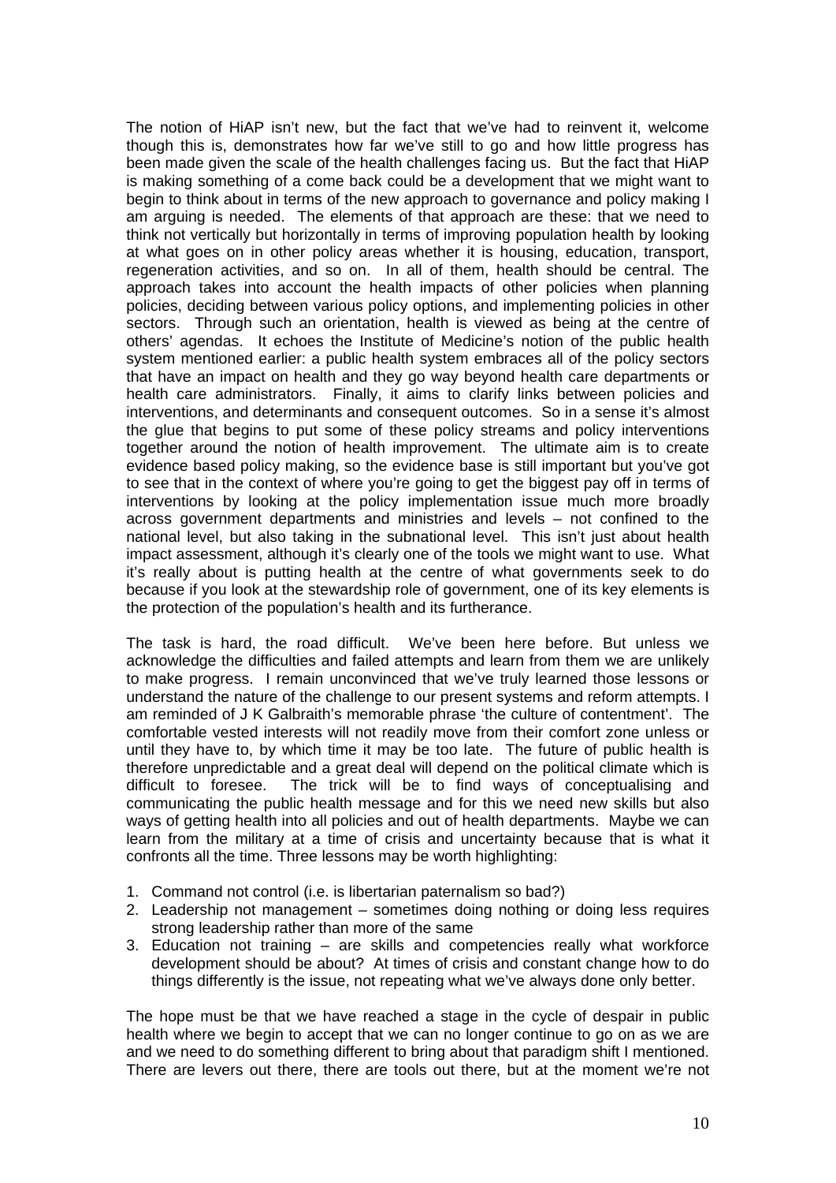The notion of HiAP isn't new, but the fact that we've had to reinvent it, welcome though this is, demonstrates how far we've still to go and how little progress has been made given the scale of the health challenges facing us. But the fact that HiAP is making something of a come back could be a development that we might want to begin to think about in terms of the new approach to governance and policy making I am arguing is needed. The elements of that approach are these: that we need to think not vertically but horizontally in terms of improving population health by looking at what goes on in other policy areas whether it is housing, education, transport, regeneration activities, and so on. In all of them, health should be central. The approach takes into account the health impacts of other policies when planning policies, deciding between various policy options, and implementing policies in other sectors. Through such an orientation, health is viewed as being at the centre of others' agendas. It echoes the Institute of Medicine's notion of the public health system mentioned earlier: a public health system embraces all of the policy sectors that have an impact on health and they go way beyond health care departments or health care administrators. Finally, it aims to clarify links between policies and interventions, and determinants and consequent outcomes. So in a sense it's almost the glue that begins to put some of these policy streams and policy interventions together around the notion of health improvement. The ultimate aim is to create evidence based policy making, so the evidence base is still important but you've got to see that in the context of where you're going to get the biggest pay off in terms of interventions by looking at the policy implementation issue much more broadly across government departments and ministries and levels – not confined to the national level, but also taking in the subnational level. This isn't just about health impact assessment, although it's clearly one of the tools we might want to use. What it's really about is putting health at the centre of what governments seek to do because if you look at the stewardship role of government, one of its key elements is the protection of the population's health and its furtherance.

The task is hard, the road difficult. We've been here before. But unless we acknowledge the difficulties and failed attempts and learn from them we are unlikely to make progress. I remain unconvinced that we've truly learned those lessons or understand the nature of the challenge to our present systems and reform attempts. I am reminded of J K Galbraith's memorable phrase 'the culture of contentment'. The comfortable vested interests will not readily move from their comfort zone unless or until they have to, by which time it may be too late. The future of public health is therefore unpredictable and a great deal will depend on the political climate which is difficult to foresee. The trick will be to find ways of conceptualising and communicating the public health message and for this we need new skills but also ways of getting health into all policies and out of health departments. Maybe we can learn from the military at a time of crisis and uncertainty because that is what it confronts all the time. Three lessons may be worth highlighting:

1. Command not control (i.e. is libertarian paternalism so bad?)
2. Leadership not management – sometimes doing nothing or doing less requires strong leadership rather than more of the same
3. Education not training – are skills and competencies really what workforce development should be about? At times of crisis and constant change how to do things differently is the issue, not repeating what we've always done only better.

The hope must be that we have reached a stage in the cycle of despair in public health where we begin to accept that we can no longer continue to go on as we are and we need to do something different to bring about that paradigm shift I mentioned. There are levers out there, there are tools out there, but at the moment we're not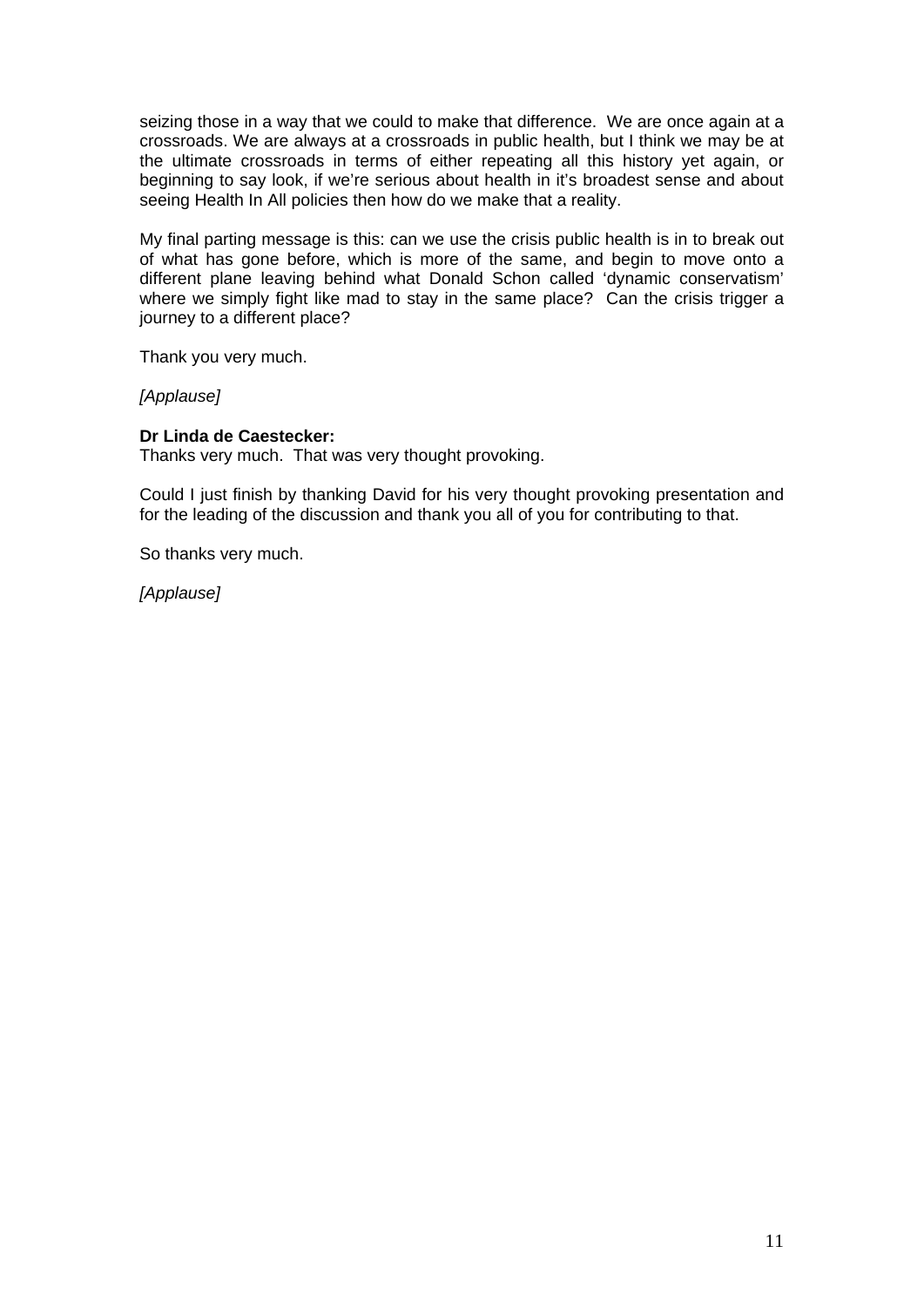seizing those in a way that we could to make that difference. We are once again at a crossroads. We are always at a crossroads in public health, but I think we may be at the ultimate crossroads in terms of either repeating all this history yet again, or beginning to say look, if we're serious about health in it's broadest sense and about seeing Health In All policies then how do we make that a reality.

My final parting message is this: can we use the crisis public health is in to break out of what has gone before, which is more of the same, and begin to move onto a different plane leaving behind what Donald Schon called 'dynamic conservatism' where we simply fight like mad to stay in the same place? Can the crisis trigger a journey to a different place?

Thank you very much.

*[Applause]*

**Dr Linda de Caestecker:**
Thanks very much. That was very thought provoking.

Could I just finish by thanking David for his very thought provoking presentation and for the leading of the discussion and thank you all of you for contributing to that.

So thanks very much.

*[Applause]*